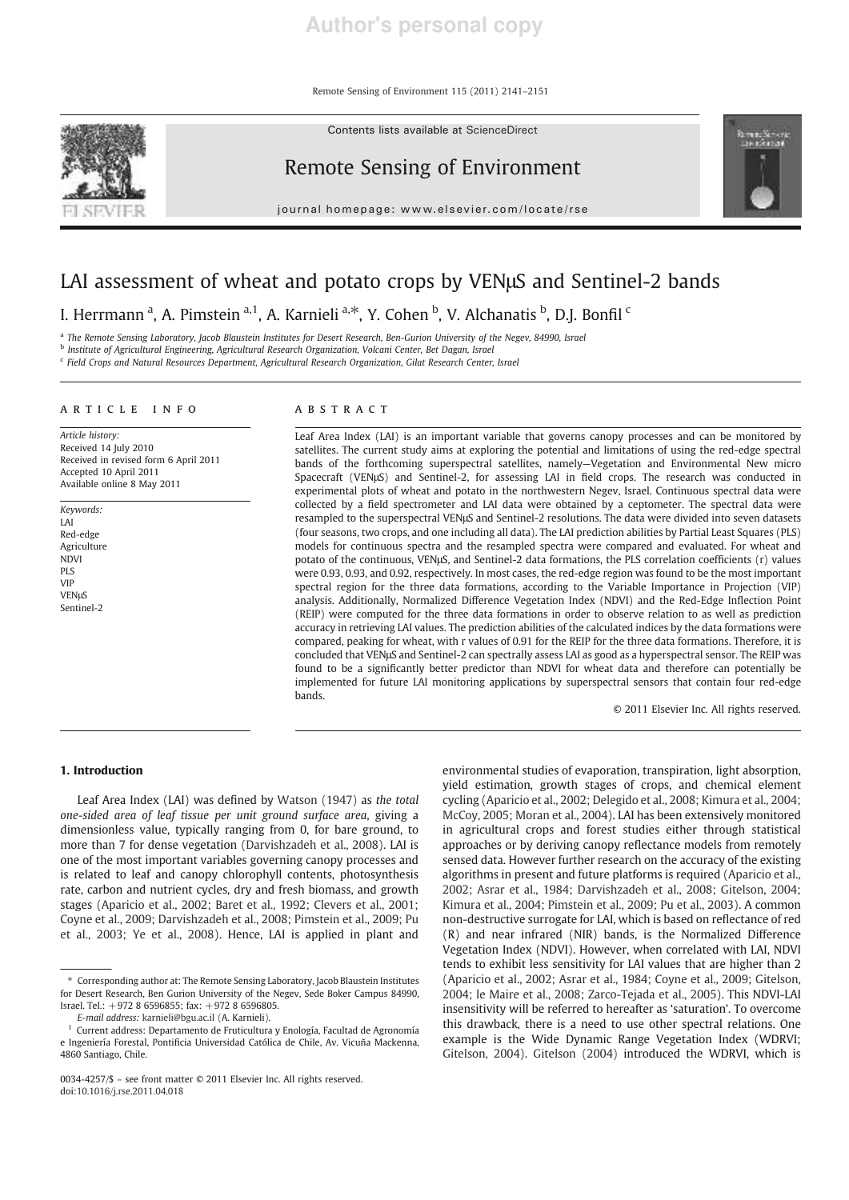# LAI assessment of wheat and potato crops by VENμS and Sentinel-2 bands

I. Herrmann [a], A. Pimstein [a,1], A. Karnieli [a,*], Y. Cohen [b], V. Alchanatis [b], D.J. Bonfil [c]

[a] The Remote Sensing Laboratory, Jacob Blaustein Institutes for Desert Research, Ben-Gurion University of the Negev, 84990, Israel
[b] Institute of Agricultural Engineering, Agricultural Research Organization, Volcani Center, Bet Dagan, Israel
[c] Field Crops and Natural Resources Department, Agricultural Research Organization, Gilat Research Center, Israel

## ARTICLE INFO

*Article history:*
Received 14 July 2010
Received in revised form 6 April 2011
Accepted 10 April 2011
Available online 8 May 2011

*Keywords:*
LAI
Red-edge
Agriculture
NDVI
PLS
VIP
VENμS
Sentinel-2

## ABSTRACT

Leaf Area Index (LAI) is an important variable that governs canopy processes and can be monitored by satellites. The current study aims at exploring the potential and limitations of using the red-edge spectral bands of the forthcoming superspectral satellites, namely—Vegetation and Environmental New micro Spacecraft (VENμS) and Sentinel-2, for assessing LAI in field crops. The research was conducted in experimental plots of wheat and potato in the northwestern Negev, Israel. Continuous spectral data were collected by a field spectrometer and LAI data were obtained by a ceptometer. The spectral data were resampled to the superspectral VENμS and Sentinel-2 resolutions. The data were divided into seven datasets (four seasons, two crops, and one including all data). The LAI prediction abilities by Partial Least Squares (PLS) models for continuous spectra and the resampled spectra were compared and evaluated. For wheat and potato of the continuous, VENμS, and Sentinel-2 data formations, the PLS correlation coefficients (r) values were 0.93, 0.93, and 0.92, respectively. In most cases, the red-edge region was found to be the most important spectral region for the three data formations, according to the Variable Importance in Projection (VIP) analysis. Additionally, Normalized Difference Vegetation Index (NDVI) and the Red-Edge Inflection Point (REIP) were computed for the three data formations in order to observe relation to as well as prediction accuracy in retrieving LAI values. The prediction abilities of the calculated indices by the data formations were compared, peaking for wheat, with r values of 0.91 for the REIP for the three data formations. Therefore, it is concluded that VENμS and Sentinel-2 can spectrally assess LAI as good as a hyperspectral sensor. The REIP was found to be a significantly better predictor than NDVI for wheat data and therefore can potentially be implemented for future LAI monitoring applications by superspectral sensors that contain four red-edge bands.

© 2011 Elsevier Inc. All rights reserved.

## 1. Introduction

Leaf Area Index (LAI) was defined by Watson (1947) as *the total one-sided area of leaf tissue per unit ground surface area*, giving a dimensionless value, typically ranging from 0, for bare ground, to more than 7 for dense vegetation (Darvishzadeh et al., 2008). LAI is one of the most important variables governing canopy processes and is related to leaf and canopy chlorophyll contents, photosynthesis rate, carbon and nutrient cycles, dry and fresh biomass, and growth stages (Aparicio et al., 2002; Baret et al., 1992; Clevers et al., 2001; Coyne et al., 2009; Darvishzadeh et al., 2008; Pimstein et al., 2009; Pu et al., 2003; Ye et al., 2008). Hence, LAI is applied in plant and environmental studies of evaporation, transpiration, light absorption, yield estimation, growth stages of crops, and chemical element cycling (Aparicio et al., 2002; Delegido et al., 2008; Kimura et al., 2004; McCoy, 2005; Moran et al., 2004). LAI has been extensively monitored in agricultural crops and forest studies either through statistical approaches or by deriving canopy reflectance models from remotely sensed data. However further research on the accuracy of the existing algorithms in present and future platforms is required (Aparicio et al., 2002; Asrar et al., 1984; Darvishzadeh et al., 2008; Gitelson, 2004; Kimura et al., 2004; Pimstein et al., 2009; Pu et al., 2003). A common non-destructive surrogate for LAI, which is based on reflectance of red (R) and near infrared (NIR) bands, is the Normalized Difference Vegetation Index (NDVI). However, when correlated with LAI, NDVI tends to exhibit less sensitivity for LAI values that are higher than 2 (Aparicio et al., 2002; Asrar et al., 1984; Coyne et al., 2009; Gitelson, 2004; le Maire et al., 2008; Zarco-Tejada et al., 2005). This NDVI-LAI insensitivity will be referred to hereafter as 'saturation'. To overcome this drawback, there is a need to use other spectral relations. One example is the Wide Dynamic Range Vegetation Index (WDRVI; Gitelson, 2004). Gitelson (2004) introduced the WDRVI, which is

---

* Corresponding author at: The Remote Sensing Laboratory, Jacob Blaustein Institutes for Desert Research, Ben Gurion University of the Negev, Sede Boker Campus 84990, Israel. Tel.: +972 8 6596855; fax: +972 8 6596805.
*E-mail address:* karnieli@bgu.ac.il (A. Karnieli).

[1] Current address: Departamento de Fruticultura y Enología, Facultad de Agronomía e Ingeniería Forestal, Pontificia Universidad Católica de Chile, Av. Vicuña Mackenna, 4860 Santiago, Chile.

0034-4257/$ – see front matter © 2011 Elsevier Inc. All rights reserved.
doi:10.1016/j.rse.2011.04.018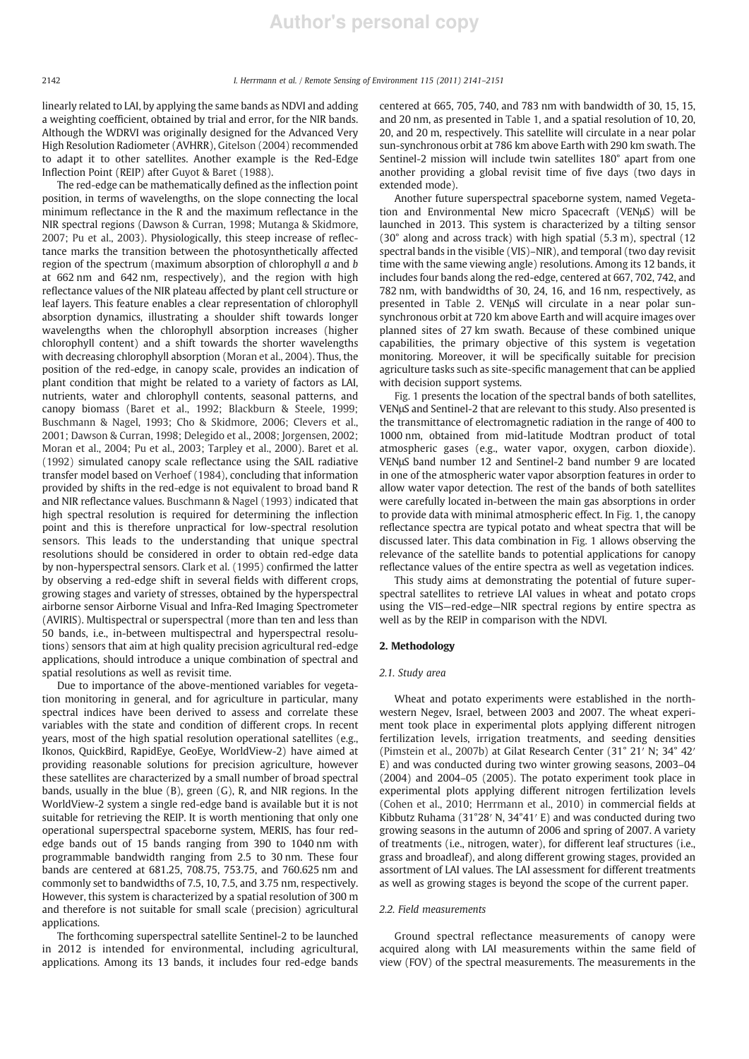linearly related to LAI, by applying the same bands as NDVI and adding a weighting coefficient, obtained by trial and error, for the NIR bands. Although the WDRVI was originally designed for the Advanced Very High Resolution Radiometer (AVHRR), Gitelson (2004) recommended to adapt it to other satellites. Another example is the Red-Edge Inflection Point (REIP) after Guyot & Baret (1988).

The red-edge can be mathematically defined as the inflection point position, in terms of wavelengths, on the slope connecting the local minimum reflectance in the R and the maximum reflectance in the NIR spectral regions (Dawson & Curran, 1998; Mutanga & Skidmore, 2007; Pu et al., 2003). Physiologically, this steep increase of reflectance marks the transition between the photosynthetically affected region of the spectrum (maximum absorption of chlorophyll *a* and *b* at 662 nm and 642 nm, respectively), and the region with high reflectance values of the NIR plateau affected by plant cell structure or leaf layers. This feature enables a clear representation of chlorophyll absorption dynamics, illustrating a shoulder shift towards longer wavelengths when the chlorophyll absorption increases (higher chlorophyll content) and a shift towards the shorter wavelengths with decreasing chlorophyll absorption (Moran et al., 2004). Thus, the position of the red-edge, in canopy scale, provides an indication of plant condition that might be related to a variety of factors as LAI, nutrients, water and chlorophyll contents, seasonal patterns, and canopy biomass (Baret et al., 1992; Blackburn & Steele, 1999; Buschmann & Nagel, 1993; Cho & Skidmore, 2006; Clevers et al., 2001; Dawson & Curran, 1998; Delegido et al., 2008; Jorgensen, 2002; Moran et al., 2004; Pu et al., 2003; Tarpley et al., 2000). Baret et al. (1992) simulated canopy scale reflectance using the SAIL radiative transfer model based on Verhoef (1984), concluding that information provided by shifts in the red-edge is not equivalent to broad band R and NIR reflectance values. Buschmann & Nagel (1993) indicated that high spectral resolution is required for determining the inflection point and this is therefore unpractical for low-spectral resolution sensors. This leads to the understanding that unique spectral resolutions should be considered in order to obtain red-edge data by non-hyperspectral sensors. Clark et al. (1995) confirmed the latter by observing a red-edge shift in several fields with different crops, growing stages and variety of stresses, obtained by the hyperspectral airborne sensor Airborne Visual and Infra-Red Imaging Spectrometer (AVIRIS). Multispectral or superspectral (more than ten and less than 50 bands, i.e., in-between multispectral and hyperspectral resolutions) sensors that aim at high quality precision agricultural red-edge applications, should introduce a unique combination of spectral and spatial resolutions as well as revisit time.

Due to importance of the above-mentioned variables for vegetation monitoring in general, and for agriculture in particular, many spectral indices have been derived to assess and correlate these variables with the state and condition of different crops. In recent years, most of the high spatial resolution operational satellites (e.g., Ikonos, QuickBird, RapidEye, GeoEye, WorldView-2) have aimed at providing reasonable solutions for precision agriculture, however these satellites are characterized by a small number of broad spectral bands, usually in the blue (B), green (G), R, and NIR regions. In the WorldView-2 system a single red-edge band is available but it is not suitable for retrieving the REIP. It is worth mentioning that only one operational superspectral spaceborne system, MERIS, has four red-edge bands out of 15 bands ranging from 390 to 1040 nm with programmable bandwidth ranging from 2.5 to 30 nm. These four bands are centered at 681.25, 708.75, 753.75, and 760.625 nm and commonly set to bandwidths of 7.5, 10, 7.5, and 3.75 nm, respectively. However, this system is characterized by a spatial resolution of 300 m and therefore is not suitable for small scale (precision) agricultural applications.

The forthcoming superspectral satellite Sentinel-2 to be launched in 2012 is intended for environmental, including agricultural, applications. Among its 13 bands, it includes four red-edge bands centered at 665, 705, 740, and 783 nm with bandwidth of 30, 15, 15, and 20 nm, as presented in Table 1, and a spatial resolution of 10, 20, 20, and 20 m, respectively. This satellite will circulate in a near polar sun-synchronous orbit at 786 km above Earth with 290 km swath. The Sentinel-2 mission will include twin satellites 180° apart from one another providing a global revisit time of five days (two days in extended mode).

Another future superspectral spaceborne system, named Vegetation and Environmental New micro Spacecraft (VENμS) will be launched in 2013. This system is characterized by a tilting sensor (30° along and across track) with high spatial (5.3 m), spectral (12 spectral bands in the visible (VIS)–NIR), and temporal (two day revisit time with the same viewing angle) resolutions. Among its 12 bands, it includes four bands along the red-edge, centered at 667, 702, 742, and 782 nm, with bandwidths of 30, 24, 16, and 16 nm, respectively, as presented in Table 2. VENμS will circulate in a near polar sun-synchronous orbit at 720 km above Earth and will acquire images over planned sites of 27 km swath. Because of these combined unique capabilities, the primary objective of this system is vegetation monitoring. Moreover, it will be specifically suitable for precision agriculture tasks such as site-specific management that can be applied with decision support systems.

Fig. 1 presents the location of the spectral bands of both satellites, VENμS and Sentinel-2 that are relevant to this study. Also presented is the transmittance of electromagnetic radiation in the range of 400 to 1000 nm, obtained from mid-latitude Modtran product of total atmospheric gases (e.g., water vapor, oxygen, carbon dioxide). VENμS band number 12 and Sentinel-2 band number 9 are located in one of the atmospheric water vapor absorption features in order to allow water vapor detection. The rest of the bands of both satellites were carefully located in-between the main gas absorptions in order to provide data with minimal atmospheric effect. In Fig. 1, the canopy reflectance spectra are typical potato and wheat spectra that will be discussed later. This data combination in Fig. 1 allows observing the relevance of the satellite bands to potential applications for canopy reflectance values of the entire spectra as well as vegetation indices.

This study aims at demonstrating the potential of future superspectral satellites to retrieve LAI values in wheat and potato crops using the VIS—red-edge—NIR spectral regions by entire spectra as well as by the REIP in comparison with the NDVI.

## 2. Methodology

### 2.1. Study area

Wheat and potato experiments were established in the northwestern Negev, Israel, between 2003 and 2007. The wheat experiment took place in experimental plots applying different nitrogen fertilization levels, irrigation treatments, and seeding densities (Pimstein et al., 2007b) at Gilat Research Center (31° 21′ N; 34° 42′ E) and was conducted during two winter growing seasons, 2003–04 (2004) and 2004–05 (2005). The potato experiment took place in experimental plots applying different nitrogen fertilization levels (Cohen et al., 2010; Herrmann et al., 2010) in commercial fields at Kibbutz Ruhama (31°28′ N, 34°41′ E) and was conducted during two growing seasons in the autumn of 2006 and spring of 2007. A variety of treatments (i.e., nitrogen, water), for different leaf structures (i.e., grass and broadleaf), and along different growing stages, provided an assortment of LAI values. The LAI assessment for different treatments as well as growing stages is beyond the scope of the current paper.

### 2.2. Field measurements

Ground spectral reflectance measurements of canopy were acquired along with LAI measurements within the same field of view (FOV) of the spectral measurements. The measurements in the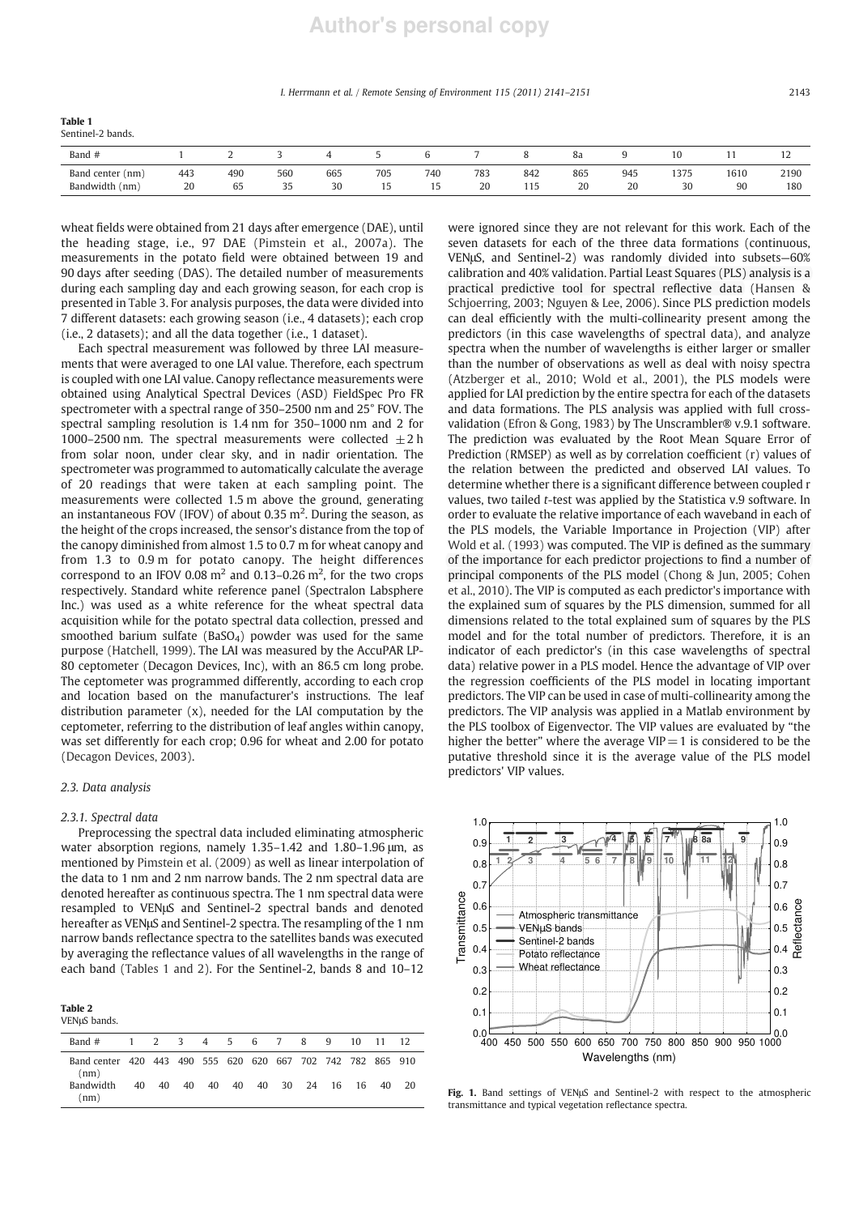**Table 1**
Sentinel-2 bands.

| Band # | 1 | 2 | 3 | 4 | 5 | 6 | 7 | 8 | 8a | 9 | 10 | 11 | 12 |
|---|---|---|---|---|---|---|---|---|---|---|---|---|---|
| Band center (nm) | 443 | 490 | 560 | 665 | 705 | 740 | 783 | 842 | 865 | 945 | 1375 | 1610 | 2190 |
| Bandwidth (nm) | 20 | 65 | 35 | 30 | 15 | 15 | 20 | 115 | 20 | 20 | 30 | 90 | 180 |

wheat fields were obtained from 21 days after emergence (DAE), until the heading stage, i.e., 97 DAE (Pimstein et al., 2007a). The measurements in the potato field were obtained between 19 and 90 days after seeding (DAS). The detailed number of measurements during each sampling day and each growing season, for each crop is presented in Table 3. For analysis purposes, the data were divided into 7 different datasets: each growing season (i.e., 4 datasets); each crop (i.e., 2 datasets); and all the data together (i.e., 1 dataset).

Each spectral measurement was followed by three LAI measurements that were averaged to one LAI value. Therefore, each spectrum is coupled with one LAI value. Canopy reflectance measurements were obtained using Analytical Spectral Devices (ASD) FieldSpec Pro FR spectrometer with a spectral range of 350–2500 nm and 25° FOV. The spectral sampling resolution is 1.4 nm for 350–1000 nm and 2 for 1000–2500 nm. The spectral measurements were collected $\pm 2$ h from solar noon, under clear sky, and in nadir orientation. The spectrometer was programmed to automatically calculate the average of 20 readings that were taken at each sampling point. The measurements were collected 1.5 m above the ground, generating an instantaneous FOV (IFOV) of about 0.35 $m^2$. During the season, as the height of the crops increased, the sensor's distance from the top of the canopy diminished from almost 1.5 to 0.7 m for wheat canopy and from 1.3 to 0.9 m for potato canopy. The height differences correspond to an IFOV 0.08 $m^2$ and 0.13–0.26 $m^2$, for the two crops respectively. Standard white reference panel (Spectralon Labsphere Inc.) was used as a white reference for the wheat spectral data acquisition while for the potato spectral data collection, pressed and smoothed barium sulfate ($BaSO_4$) powder was used for the same purpose (Hatchell, 1999). The LAI was measured by the AccuPAR LP-80 ceptometer (Decagon Devices, Inc), with an 86.5 cm long probe. The ceptometer was programmed differently, according to each crop and location based on the manufacturer's instructions. The leaf distribution parameter (x), needed for the LAI computation by the ceptometer, referring to the distribution of leaf angles within canopy, was set differently for each crop; 0.96 for wheat and 2.00 for potato (Decagon Devices, 2003).

### 2.3. Data analysis

#### 2.3.1. Spectral data

Preprocessing the spectral data included eliminating atmospheric water absorption regions, namely 1.35–1.42 and 1.80–1.96 μm, as mentioned by Pimstein et al. (2009) as well as linear interpolation of the data to 1 nm and 2 nm narrow bands. The 2 nm spectral data are denoted hereafter as continuous spectra. The 1 nm spectral data were resampled to VENμS and Sentinel-2 spectral bands and denoted hereafter as VENμS and Sentinel-2 spectra. The resampling of the 1 nm narrow bands reflectance spectra to the satellites bands was executed by averaging the reflectance values of all wavelengths in the range of each band (Tables 1 and 2). For the Sentinel-2, bands 8 and 10–12

**Table 2**
VENμS bands.

| Band # | 1 | 2 | 3 | 4 | 5 | 6 | 7 | 8 | 9 | 10 | 11 | 12 |
|---|---|---|---|---|---|---|---|---|---|---|---|---|
| Band center (nm) | 420 | 443 | 490 | 555 | 620 | 620 | 667 | 702 | 742 | 782 | 865 | 910 |
| Bandwidth (nm) | 40 | 40 | 40 | 40 | 40 | 40 | 30 | 24 | 16 | 16 | 40 | 20 |

were ignored since they are not relevant for this work. Each of the seven datasets for each of the three data formations (continuous, VENμS, and Sentinel-2) was randomly divided into subsets—60% calibration and 40% validation. Partial Least Squares (PLS) analysis is a practical predictive tool for spectral reflective data (Hansen & Schjoerring, 2003; Nguyen & Lee, 2006). Since PLS prediction models can deal efficiently with the multi-collinearity present among the predictors (in this case wavelengths of spectral data), and analyze spectra when the number of wavelengths is either larger or smaller than the number of observations as well as deal with noisy spectra (Atzberger et al., 2010; Wold et al., 2001), the PLS models were applied for LAI prediction by the entire spectra for each of the datasets and data formations. The PLS analysis was applied with full cross-validation (Efron & Gong, 1983) by The Unscrambler® v.9.1 software. The prediction was evaluated by the Root Mean Square Error of Prediction (RMSEP) as well as by correlation coefficient (r) values of the relation between the predicted and observed LAI values. To determine whether there is a significant difference between coupled r values, two tailed t-test was applied by the Statistica v.9 software. In order to evaluate the relative importance of each waveband in each of the PLS models, the Variable Importance in Projection (VIP) after Wold et al. (1993) was computed. The VIP is defined as the summary of the importance for each predictor projections to find a number of principal components of the PLS model (Chong & Jun, 2005; Cohen et al., 2010). The VIP is computed as each predictor's importance with the explained sum of squares by the PLS dimension, summed for all dimensions related to the total explained sum of squares by the PLS model and for the total number of predictors. Therefore, it is an indicator of each predictor's (in this case wavelengths of spectral data) relative power in a PLS model. Hence the advantage of VIP over the regression coefficients of the PLS model in locating important predictors. The VIP can be used in case of multi-collinearity among the predictors. The VIP analysis was applied in a Matlab environment by the PLS toolbox of Eigenvector. The VIP values are evaluated by "the higher the better" where the average VIP = 1 is considered to be the putative threshold since it is the average value of the PLS model predictors' VIP values.

**Fig. 1.** Band settings of VENμS and Sentinel-2 with respect to the atmospheric transmittance and typical vegetation reflectance spectra.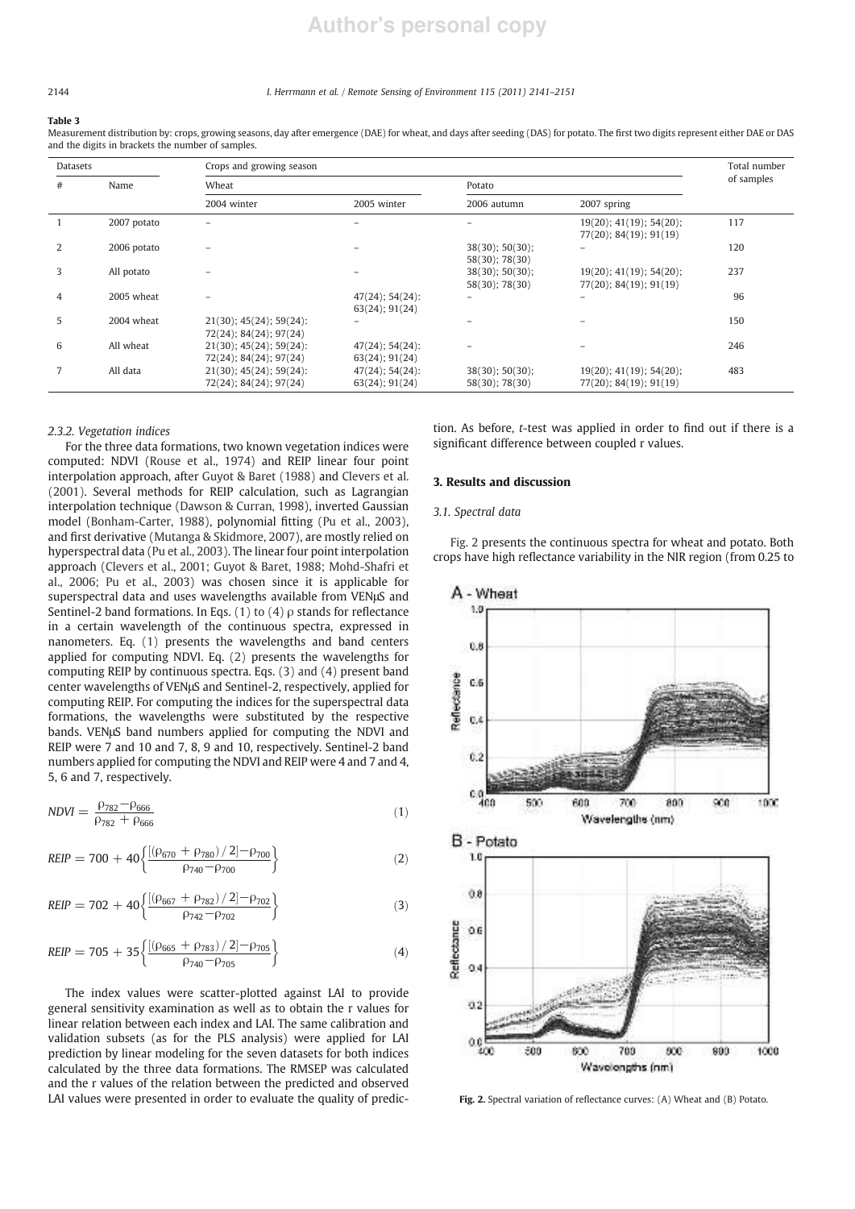**Table 3**
Measurement distribution by: crops, growing seasons, day after emergence (DAE) for wheat, and days after seeding (DAS) for potato. The first two digits represent either DAE or DAS and the digits in brackets the number of samples.

| Datasets | | Crops and growing season | | | | Total number of samples |
|---|---|---|---|---|---|---|
| # | Name | Wheat | | Potato | | |
| | | 2004 winter | 2005 winter | 2006 autumn | 2007 spring | |
| 1 | 2007 potato | – | – | – | 19(20); 41(19); 54(20); 77(20); 84(19); 91(19) | 117 |
| 2 | 2006 potato | – | – | 38(30); 50(30); 58(30); 78(30) | – | 120 |
| 3 | All potato | – | – | 38(30); 50(30); 58(30); 78(30) | 19(20); 41(19); 54(20); 77(20); 84(19); 91(19) | 237 |
| 4 | 2005 wheat | – | 47(24); 54(24): 63(24); 91(24) | – | – | 96 |
| 5 | 2004 wheat | 21(30); 45(24); 59(24): 72(24); 84(24); 97(24) | – | – | – | 150 |
| 6 | All wheat | 21(30); 45(24); 59(24): 72(24); 84(24); 97(24) | 47(24); 54(24): 63(24); 91(24) | – | – | 246 |
| 7 | All data | 21(30); 45(24); 59(24): 72(24); 84(24); 97(24) | 47(24); 54(24): 63(24); 91(24) | 38(30); 50(30); 58(30); 78(30) | 19(20); 41(19); 54(20); 77(20); 84(19); 91(19) | 483 |

#### 2.3.2. Vegetation indices

For the three data formations, two known vegetation indices were computed: NDVI (Rouse et al., 1974) and REIP linear four point interpolation approach, after Guyot & Baret (1988) and Clevers et al. (2001). Several methods for REIP calculation, such as Lagrangian interpolation technique (Dawson & Curran, 1998), inverted Gaussian model (Bonham-Carter, 1988), polynomial fitting (Pu et al., 2003), and first derivative (Mutanga & Skidmore, 2007), are mostly relied on hyperspectral data (Pu et al., 2003). The linear four point interpolation approach (Clevers et al., 2001; Guyot & Baret, 1988; Mohd-Shafri et al., 2006; Pu et al., 2003) was chosen since it is applicable for superspectral data and uses wavelengths available from VENμS and Sentinel-2 band formations. In Eqs. (1) to (4) $\rho$ stands for reflectance in a certain wavelength of the continuous spectra, expressed in nanometers. Eq. (1) presents the wavelengths and band centers applied for computing NDVI. Eq. (2) presents the wavelengths for computing REIP by continuous spectra. Eqs. (3) and (4) present band center wavelengths of VENμS and Sentinel-2, respectively, applied for computing REIP. For computing the indices for the superspectral data formations, the wavelengths were substituted by the respective bands. VENμS band numbers applied for computing the NDVI and REIP were 7 and 10 and 7, 8, 9 and 10, respectively. Sentinel-2 band numbers applied for computing the NDVI and REIP were 4 and 7 and 4, 5, 6 and 7, respectively.

$$NDVI = \frac{\rho_{782} - \rho_{666}}{\rho_{782} + \rho_{666}} \tag{1}$$

$$REIP = 700 + 40\left\{\frac{[(\rho_{670} + \rho_{780})/2] - \rho_{700}}{\rho_{740} - \rho_{700}}\right\} \tag{2}$$

$$REIP = 702 + 40\left\{\frac{[(\rho_{667} + \rho_{782})/2] - \rho_{702}}{\rho_{742} - \rho_{702}}\right\} \tag{3}$$

$$REIP = 705 + 35\left\{\frac{[(\rho_{665} + \rho_{783})/2] - \rho_{705}}{\rho_{740} - \rho_{705}}\right\} \tag{4}$$

The index values were scatter-plotted against LAI to provide general sensitivity examination as well as to obtain the r values for linear relation between each index and LAI. The same calibration and validation subsets (as for the PLS analysis) were applied for LAI prediction by linear modeling for the seven datasets for both indices calculated by the three data formations. The RMSEP was calculated and the r values of the relation between the predicted and observed LAI values were presented in order to evaluate the quality of prediction. As before, *t*-test was applied in order to find out if there is a significant difference between coupled r values.

## 3. Results and discussion

### 3.1. Spectral data

Fig. 2 presents the continuous spectra for wheat and potato. Both crops have high reflectance variability in the NIR region (from 0.25 to

**Fig. 2.** Spectral variation of reflectance curves: (A) Wheat and (B) Potato.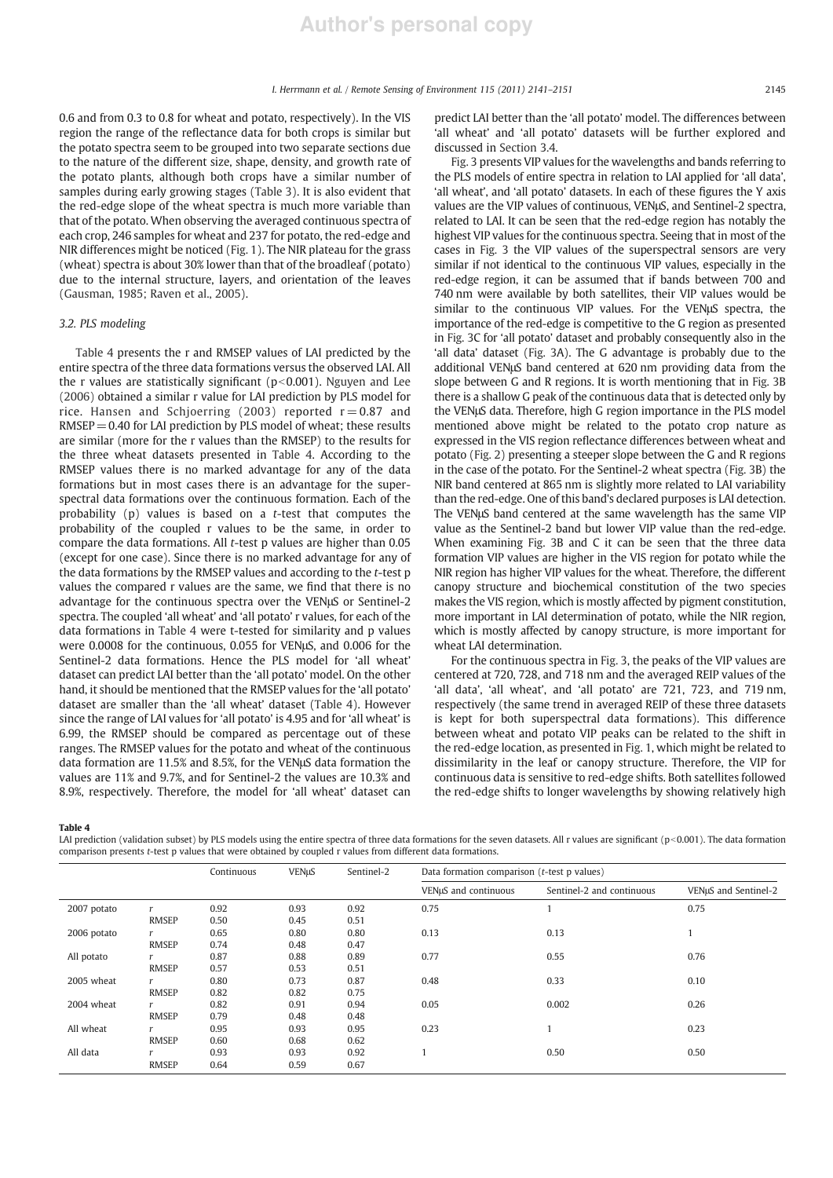0.6 and from 0.3 to 0.8 for wheat and potato, respectively). In the VIS region the range of the reflectance data for both crops is similar but the potato spectra seem to be grouped into two separate sections due to the nature of the different size, shape, density, and growth rate of the potato plants, although both crops have a similar number of samples during early growing stages (Table 3). It is also evident that the red-edge slope of the wheat spectra is much more variable than that of the potato. When observing the averaged continuous spectra of each crop, 246 samples for wheat and 237 for potato, the red-edge and NIR differences might be noticed (Fig. 1). The NIR plateau for the grass (wheat) spectra is about 30% lower than that of the broadleaf (potato) due to the internal structure, layers, and orientation of the leaves (Gausman, 1985; Raven et al., 2005).

### 3.2. PLS modeling

Table 4 presents the r and RMSEP values of LAI predicted by the entire spectra of the three data formations versus the observed LAI. All the r values are statistically significant ($p<0.001$). Nguyen and Lee (2006) obtained a similar r value for LAI prediction by PLS model for rice. Hansen and Schjoerring (2003) reported $r=0.87$ and $RMSEP=0.40$ for LAI prediction by PLS model of wheat; these results are similar (more for the r values than the RMSEP) to the results for the three wheat datasets presented in Table 4. According to the RMSEP values there is no marked advantage for any of the data formations but in most cases there is an advantage for the superspectral data formations over the continuous formation. Each of the probability (p) values is based on a *t*-test that computes the probability of the coupled r values to be the same, in order to compare the data formations. All *t*-test p values are higher than 0.05 (except for one case). Since there is no marked advantage for any of the data formations by the RMSEP values and according to the *t*-test p values the compared r values are the same, we find that there is no advantage for the continuous spectra over the VENμS or Sentinel-2 spectra. The coupled 'all wheat' and 'all potato' r values, for each of the data formations in Table 4 were t-tested for similarity and p values were 0.0008 for the continuous, 0.055 for VENμS, and 0.006 for the Sentinel-2 data formations. Hence the PLS model for 'all wheat' dataset can predict LAI better than the 'all potato' model. On the other hand, it should be mentioned that the RMSEP values for the 'all potato' dataset are smaller than the 'all wheat' dataset (Table 4). However since the range of LAI values for 'all potato' is 4.95 and for 'all wheat' is 6.99, the RMSEP should be compared as percentage out of these ranges. The RMSEP values for the potato and wheat of the continuous data formation are 11.5% and 8.5%, for the VENμS data formation the values are 11% and 9.7%, and for Sentinel-2 the values are 10.3% and 8.9%, respectively. Therefore, the model for 'all wheat' dataset can predict LAI better than the 'all potato' model. The differences between 'all wheat' and 'all potato' datasets will be further explored and discussed in Section 3.4.

Fig. 3 presents VIP values for the wavelengths and bands referring to the PLS models of entire spectra in relation to LAI applied for 'all data', 'all wheat', and 'all potato' datasets. In each of these figures the Y axis values are the VIP values of continuous, VENμS, and Sentinel-2 spectra, related to LAI. It can be seen that the red-edge region has notably the highest VIP values for the continuous spectra. Seeing that in most of the cases in Fig. 3 the VIP values of the superspectral sensors are very similar if not identical to the continuous VIP values, especially in the red-edge region, it can be assumed that if bands between 700 and 740 nm were available by both satellites, their VIP values would be similar to the continuous VIP values. For the VENμS spectra, the importance of the red-edge is competitive to the G region as presented in Fig. 3C for 'all potato' dataset and probably consequently also in the 'all data' dataset (Fig. 3A). The G advantage is probably due to the additional VENμS band centered at 620 nm providing data from the slope between G and R regions. It is worth mentioning that in Fig. 3B there is a shallow G peak of the continuous data that is detected only by the VENμS data. Therefore, high G region importance in the PLS model mentioned above might be related to the potato crop nature as expressed in the VIS region reflectance differences between wheat and potato (Fig. 2) presenting a steeper slope between the G and R regions in the case of the potato. For the Sentinel-2 wheat spectra (Fig. 3B) the NIR band centered at 865 nm is slightly more related to LAI variability than the red-edge. One of this band's declared purposes is LAI detection. The VENμS band centered at the same wavelength has the same VIP value as the Sentinel-2 band but lower VIP value than the red-edge. When examining Fig. 3B and C it can be seen that the three data formation VIP values are higher in the VIS region for potato while the NIR region has higher VIP values for the wheat. Therefore, the different canopy structure and biochemical constitution of the two species makes the VIS region, which is mostly affected by pigment constitution, more important in LAI determination of potato, while the NIR region, which is mostly affected by canopy structure, is more important for wheat LAI determination.

For the continuous spectra in Fig. 3, the peaks of the VIP values are centered at 720, 728, and 718 nm and the averaged REIP values of the 'all data', 'all wheat', and 'all potato' are 721, 723, and 719 nm, respectively (the same trend in averaged REIP of these three datasets is kept for both superspectral data formations). This difference between wheat and potato VIP peaks can be related to the shift in the red-edge location, as presented in Fig. 1, which might be related to dissimilarity in the leaf or canopy structure. Therefore, the VIP for continuous data is sensitive to red-edge shifts. Both satellites followed the red-edge shifts to longer wavelengths by showing relatively high

**Table 4**
LAI prediction (validation subset) by PLS models using the entire spectra of three data formations for the seven datasets. All r values are significant ($p<0.001$). The data formation comparison presents *t*-test p values that were obtained by coupled r values from different data formations.

| | | Continuous | VENμS | Sentinel-2 | Data formation comparison (*t*-test p values) | | |
|---|---|---|---|---|---|---|---|
| | | | | | VENμS and continuous | Sentinel-2 and continuous | VENμS and Sentinel-2 |
| 2007 potato | r | 0.92 | 0.93 | 0.92 | 0.75 | 1 | 0.75 |
| | RMSEP | 0.50 | 0.45 | 0.51 | | | |
| 2006 potato | r | 0.65 | 0.80 | 0.80 | 0.13 | 0.13 | 1 |
| | RMSEP | 0.74 | 0.48 | 0.47 | | | |
| All potato | r | 0.87 | 0.88 | 0.89 | 0.77 | 0.55 | 0.76 |
| | RMSEP | 0.57 | 0.53 | 0.51 | | | |
| 2005 wheat | r | 0.80 | 0.73 | 0.87 | 0.48 | 0.33 | 0.10 |
| | RMSEP | 0.82 | 0.82 | 0.75 | | | |
| 2004 wheat | r | 0.82 | 0.91 | 0.94 | 0.05 | 0.002 | 0.26 |
| | RMSEP | 0.79 | 0.48 | 0.48 | | | |
| All wheat | r | 0.95 | 0.93 | 0.95 | 0.23 | 1 | 0.23 |
| | RMSEP | 0.60 | 0.68 | 0.62 | | | |
| All data | r | 0.93 | 0.93 | 0.92 | 1 | 0.50 | 0.50 |
| | RMSEP | 0.64 | 0.59 | 0.67 | | | |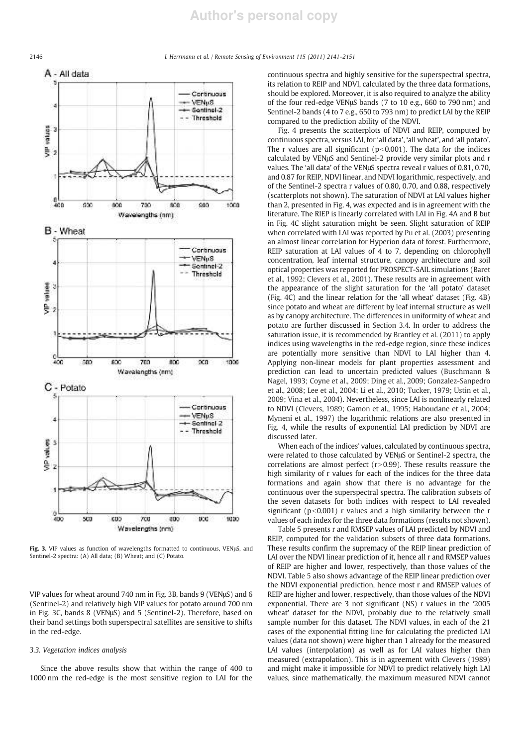Fig. 3. VIP values as function of wavelengths formatted to continuous, VENμS, and Sentinel-2 spectra: (A) All data; (B) Wheat; and (C) Potato.

VIP values for wheat around 740 nm in Fig. 3B, bands 9 (VENμS) and 6 (Sentinel-2) and relatively high VIP values for potato around 700 nm in Fig. 3C, bands 8 (VENμS) and 5 (Sentinel-2). Therefore, based on their band settings both superspectral satellites are sensitive to shifts in the red-edge.

### 3.3. Vegetation indices analysis

Since the above results show that within the range of 400 to 1000 nm the red-edge is the most sensitive region to LAI for the continuous spectra and highly sensitive for the superspectral spectra, its relation to REIP and NDVI, calculated by the three data formations, should be explored. Moreover, it is also required to analyze the ability of the four red-edge VENμS bands (7 to 10 e.g., 660 to 790 nm) and Sentinel-2 bands (4 to 7 e.g., 650 to 793 nm) to predict LAI by the REIP compared to the prediction ability of the NDVI.

Fig. 4 presents the scatterplots of NDVI and REIP, computed by continuous spectra, versus LAI, for 'all data', 'all wheat', and 'all potato'. The r values are all significant ($p<0.001$). The data for the indices calculated by VENμS and Sentinel-2 provide very similar plots and r values. The 'all data' of the VENμS spectra reveal r values of 0.81, 0.70, and 0.87 for REIP, NDVI linear, and NDVI logarithmic, respectively, and of the Sentinel-2 spectra r values of 0.80, 0.70, and 0.88, respectively (scatterplots not shown). The saturation of NDVI at LAI values higher than 2, presented in Fig. 4, was expected and is in agreement with the literature. The RIEP is linearly correlated with LAI in Fig. 4A and B but in Fig. 4C slight saturation might be seen. Slight saturation of REIP when correlated with LAI was reported by Pu et al. (2003) presenting an almost linear correlation for Hyperion data of forest. Furthermore, REIP saturation at LAI values of 4 to 7, depending on chlorophyll concentration, leaf internal structure, canopy architecture and soil optical properties was reported for PROSPECT-SAIL simulations (Baret et al., 1992; Clevers et al., 2001). These results are in agreement with the appearance of the slight saturation for the 'all potato' dataset (Fig. 4C) and the linear relation for the 'all wheat' dataset (Fig. 4B) since potato and wheat are different by leaf internal structure as well as by canopy architecture. The differences in uniformity of wheat and potato are further discussed in Section 3.4. In order to address the saturation issue, it is recommended by Brantley et al. (2011) to apply indices using wavelengths in the red-edge region, since these indices are potentially more sensitive than NDVI to LAI higher than 4. Applying non-linear models for plant properties assessment and prediction can lead to uncertain predicted values (Buschmann & Nagel, 1993; Coyne et al., 2009; Ding et al., 2009; Gonzalez-Sanpedro et al., 2008; Lee et al., 2004; Li et al., 2010; Tucker, 1979; Ustin et al., 2009; Vina et al., 2004). Nevertheless, since LAI is nonlinearly related to NDVI (Clevers, 1989; Gamon et al., 1995; Haboudane et al., 2004; Myneni et al., 1997) the logarithmic relations are also presented in Fig. 4, while the results of exponential LAI prediction by NDVI are discussed later.

When each of the indices' values, calculated by continuous spectra, were related to those calculated by VENμS or Sentinel-2 spectra, the correlations are almost perfect ($r>0.99$). These results reassure the high similarity of r values for each of the indices for the three data formations and again show that there is no advantage for the continuous over the superspectral spectra. The calibration subsets of the seven datasets for both indices with respect to LAI revealed significant ($p<0.001$) r values and a high similarity between the r values of each index for the three data formations (results not shown).

Table 5 presents r and RMSEP values of LAI predicted by NDVI and REIP, computed for the validation subsets of three data formations. These results confirm the supremacy of the REIP linear prediction of LAI over the NDVI linear prediction of it, hence all r and RMSEP values of REIP are higher and lower, respectively, than those values of the NDVI. Table 5 also shows advantage of the REIP linear prediction over the NDVI exponential prediction, hence most r and RMSEP values of REIP are higher and lower, respectively, than those values of the NDVI exponential. There are 3 not significant (NS) r values in the '2005 wheat' dataset for the NDVI, probably due to the relatively small sample number for this dataset. The NDVI values, in each of the 21 cases of the exponential fitting line for calculating the predicted LAI values (data not shown) were higher than 1 already for the measured LAI values (interpolation) as well as for LAI values higher than measured (extrapolation). This is in agreement with Clevers (1989) and might make it impossible for NDVI to predict relatively high LAI values, since mathematically, the maximum measured NDVI cannot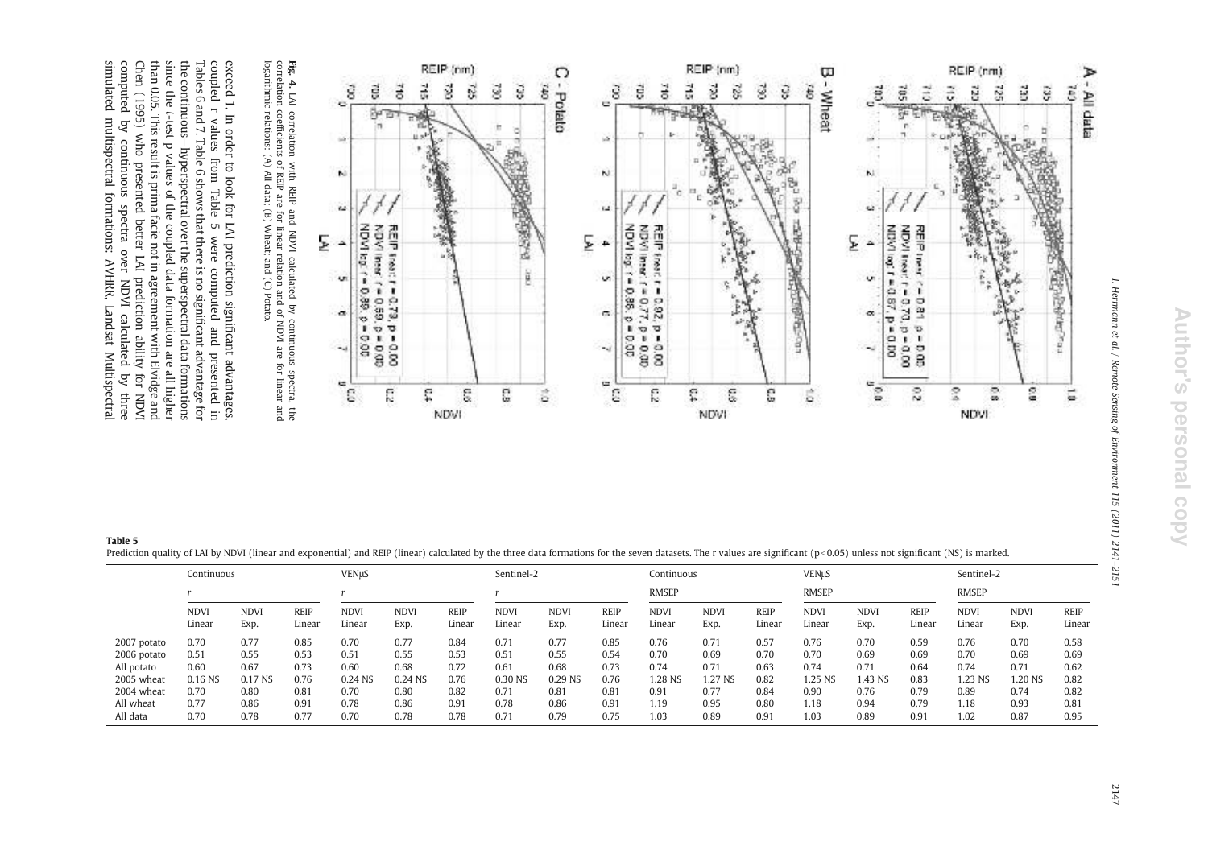**Fig. 4.** LAI correlation with REIP and NDVI calculated by continuous spectra, the correlation coefficients of REIP are for linear relation and of NDVI are for linear and logarithmic relations: (A) All data; (B) Wheat; and (C) Potato.

exceed 1. In order to look for LAI prediction significant advantages, coupled r values from Table 5 were computed and presented in Tables 6 and 7. Table 6 shows that there is no significant advantage for the continuous—hyperspectral over the superspectral data formations since the t-test p values of the coupled data formation are all higher than 0.05. This result is prima facie not in agreement with Elvidge and Chen (1995) who presented better LAI prediction ability for NDVI computed by continuous spectra over NDVI calculated by three simulated multispectral formations: AVHRR, Landsat Multispectral

**Table 5**

Prediction quality of LAI by NDVI (linear and exponential) and REIP (linear) calculated by the three data formations for the seven datasets. The r values are significant ($p<0.05$) unless not significant (NS) is marked.

| | Continuous | | | VENμS | | | Sentinel-2 | | | Continuous | | | VENμS | | | Sentinel-2 | | |
|---|---|---|---|---|---|---|---|---|---|---|---|---|---|---|---|---|---|---|
| | r | | | r | | | r | | | RMSEP | | | RMSEP | | | RMSEP | | |
| | NDVI Linear | NDVI Exp. | REIP Linear | NDVI Linear | NDVI Exp. | REIP Linear | NDVI Linear | NDVI Exp. | REIP Linear | NDVI Linear | NDVI Exp. | REIP Linear | NDVI Linear | NDVI Exp. | REIP Linear | NDVI Linear | NDVI Exp. | REIP Linear |
| 2007 potato | 0.70 | 0.77 | 0.85 | 0.70 | 0.77 | 0.84 | 0.71 | 0.77 | 0.85 | 0.76 | 0.71 | 0.57 | 0.76 | 0.70 | 0.59 | 0.76 | 0.70 | 0.58 |
| 2006 potato | 0.51 | 0.55 | 0.53 | 0.51 | 0.55 | 0.53 | 0.51 | 0.55 | 0.54 | 0.70 | 0.69 | 0.70 | 0.70 | 0.69 | 0.69 | 0.70 | 0.69 | 0.69 |
| All potato | 0.60 | 0.67 | 0.73 | 0.60 | 0.68 | 0.72 | 0.61 | 0.68 | 0.73 | 0.74 | 0.71 | 0.63 | 0.74 | 0.71 | 0.64 | 0.74 | 0.71 | 0.62 |
| 2005 wheat | 0.16 NS | 0.17 NS | 0.76 | 0.24 NS | 0.24 NS | 0.76 | 0.30 NS | 0.29 NS | 0.76 | 1.28 NS | 1.27 NS | 0.82 | 1.25 NS | 1.43 NS | 0.83 | 1.23 NS | 1.20 NS | 0.82 |
| 2004 wheat | 0.70 | 0.80 | 0.81 | 0.70 | 0.80 | 0.82 | 0.71 | 0.81 | 0.81 | 0.91 | 0.77 | 0.84 | 0.90 | 0.76 | 0.79 | 0.89 | 0.74 | 0.82 |
| All wheat | 0.77 | 0.86 | 0.91 | 0.78 | 0.86 | 0.91 | 0.78 | 0.86 | 0.91 | 1.19 | 0.95 | 0.80 | 1.18 | 0.94 | 0.79 | 1.18 | 0.93 | 0.81 |
| All data | 0.70 | 0.78 | 0.77 | 0.70 | 0.78 | 0.78 | 0.71 | 0.79 | 0.75 | 1.03 | 0.89 | 0.91 | 1.03 | 0.89 | 0.91 | 1.02 | 0.87 | 0.95 |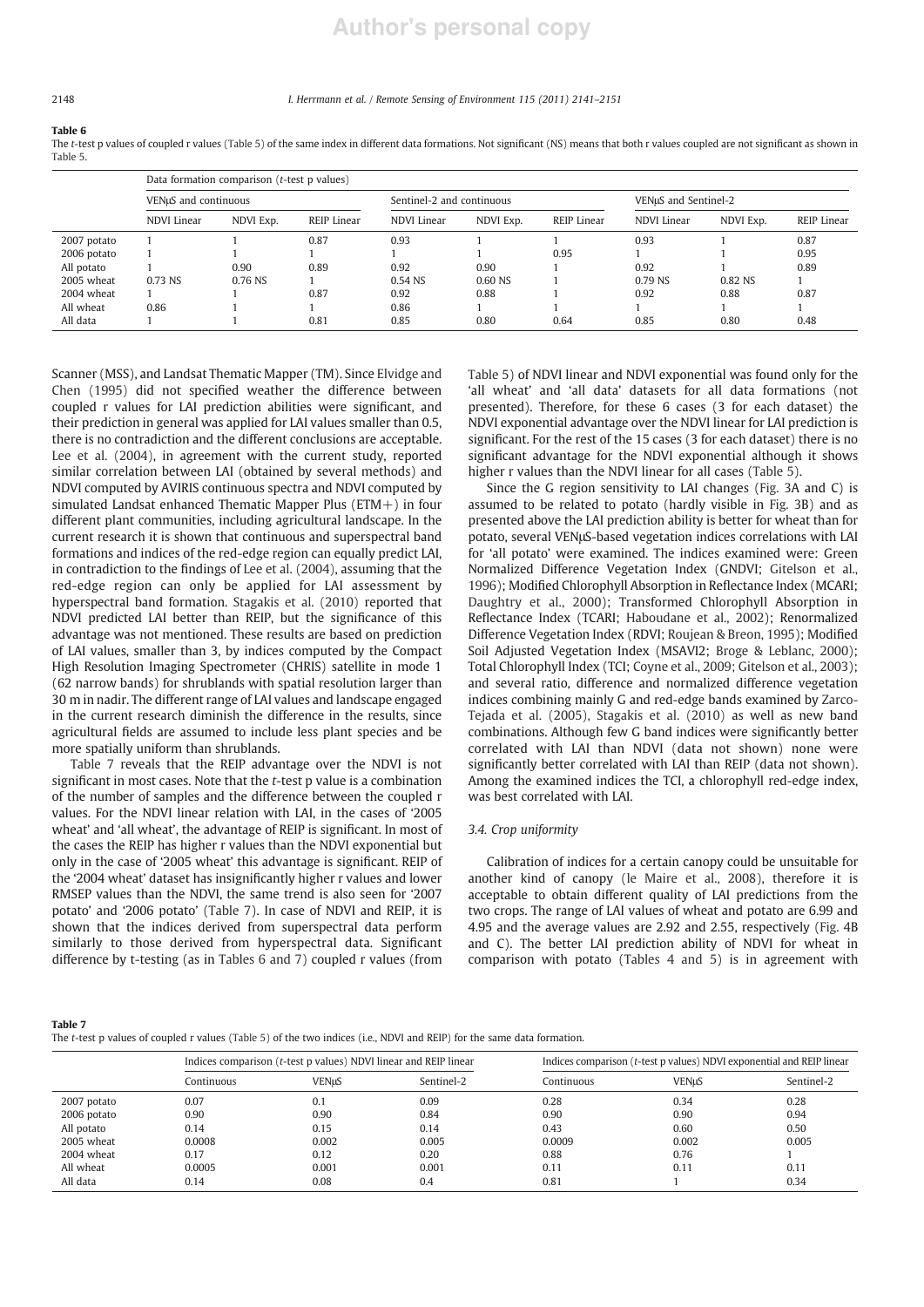**Table 6**
The *t*-test p values of coupled r values (Table 5) of the same index in different data formations. Not significant (NS) means that both r values coupled are not significant as shown in Table 5.

| | Data formation comparison (*t*-test p values) | | | | | | | | |
|---|---|---|---|---|---|---|---|---|---|
| | VENμS and continuous | | | Sentinel-2 and continuous | | | VENμS and Sentinel-2 | | |
| | NDVI Linear | NDVI Exp. | REIP Linear | NDVI Linear | NDVI Exp. | REIP Linear | NDVI Linear | NDVI Exp. | REIP Linear |
| 2007 potato | 1 | 1 | 0.87 | 0.93 | 1 | 1 | 0.93 | 1 | 0.87 |
| 2006 potato | 1 | 1 | 1 | 1 | 1 | 0.95 | 1 | 1 | 0.95 |
| All potato | 1 | 0.90 | 0.89 | 0.92 | 0.90 | 1 | 0.92 | 1 | 0.89 |
| 2005 wheat | 0.73 NS | 0.76 NS | 1 | 0.54 NS | 0.60 NS | 1 | 0.79 NS | 0.82 NS | 1 |
| 2004 wheat | 1 | 1 | 0.87 | 0.92 | 0.88 | 1 | 0.92 | 0.88 | 0.87 |
| All wheat | 0.86 | 1 | 1 | 0.86 | 1 | 1 | 1 | 1 | 1 |
| All data | 1 | 1 | 0.81 | 0.85 | 0.80 | 0.64 | 0.85 | 0.80 | 0.48 |

Scanner (MSS), and Landsat Thematic Mapper (TM). Since Elvidge and Chen (1995) did not specified weather the difference between coupled r values for LAI prediction abilities were significant, and their prediction in general was applied for LAI values smaller than 0.5, there is no contradiction and the different conclusions are acceptable. Lee et al. (2004), in agreement with the current study, reported similar correlation between LAI (obtained by several methods) and NDVI computed by AVIRIS continuous spectra and NDVI computed by simulated Landsat enhanced Thematic Mapper Plus (ETM+) in four different plant communities, including agricultural landscape. In the current research it is shown that continuous and superspectral band formations and indices of the red-edge region can equally predict LAI, in contradiction to the findings of Lee et al. (2004), assuming that the red-edge region can only be applied for LAI assessment by hyperspectral band formation. Stagakis et al. (2010) reported that NDVI predicted LAI better than REIP, but the significance of this advantage was not mentioned. These results are based on prediction of LAI values, smaller than 3, by indices computed by the Compact High Resolution Imaging Spectrometer (CHRIS) satellite in mode 1 (62 narrow bands) for shrublands with spatial resolution larger than 30 m in nadir. The different range of LAI values and landscape engaged in the current research diminish the difference in the results, since agricultural fields are assumed to include less plant species and be more spatially uniform than shrublands.

Table 7 reveals that the REIP advantage over the NDVI is not significant in most cases. Note that the *t*-test p value is a combination of the number of samples and the difference between the coupled r values. For the NDVI linear relation with LAI, in the cases of '2005 wheat' and 'all wheat', the advantage of REIP is significant. In most of the cases the REIP has higher r values than the NDVI exponential but only in the case of '2005 wheat' this advantage is significant. REIP of the '2004 wheat' dataset has insignificantly higher r values and lower RMSEP values than the NDVI, the same trend is also seen for '2007 potato' and '2006 potato' (Table 7). In case of NDVI and REIP, it is shown that the indices derived from superspectral data perform similarly to those derived from hyperspectral data. Significant difference by t-testing (as in Tables 6 and 7) coupled r values (from Table 5) of NDVI linear and NDVI exponential was found only for the 'all wheat' and 'all data' datasets for all data formations (not presented). Therefore, for these 6 cases (3 for each dataset) the NDVI exponential advantage over the NDVI linear for LAI prediction is significant. For the rest of the 15 cases (3 for each dataset) there is no significant advantage for the NDVI exponential although it shows higher r values than the NDVI linear for all cases (Table 5).

Since the G region sensitivity to LAI changes (Fig. 3A and C) is assumed to be related to potato (hardly visible in Fig. 3B) and as presented above the LAI prediction ability is better for wheat than for potato, several VENμS-based vegetation indices correlations with LAI for 'all potato' were examined. The indices examined were: Green Normalized Difference Vegetation Index (GNDVI; Gitelson et al., 1996); Modified Chlorophyll Absorption in Reflectance Index (MCARI; Daughtry et al., 2000); Transformed Chlorophyll Absorption in Reflectance Index (TCARI; Haboudane et al., 2002); Renormalized Difference Vegetation Index (RDVI; Roujean & Breon, 1995); Modified Soil Adjusted Vegetation Index (MSAVI2; Broge & Leblanc, 2000); Total Chlorophyll Index (TCI; Coyne et al., 2009; Gitelson et al., 2003); and several ratio, difference and normalized difference vegetation indices combining mainly G and red-edge bands examined by Zarco-Tejada et al. (2005), Stagakis et al. (2010) as well as new band combinations. Although few G band indices were significantly better correlated with LAI than NDVI (data not shown) none were significantly better correlated with LAI than REIP (data not shown). Among the examined indices the TCI, a chlorophyll red-edge index, was best correlated with LAI.

### 3.4. Crop uniformity

Calibration of indices for a certain canopy could be unsuitable for another kind of canopy (le Maire et al., 2008), therefore it is acceptable to obtain different quality of LAI predictions from the two crops. The range of LAI values of wheat and potato are 6.99 and 4.95 and the average values are 2.92 and 2.55, respectively (Fig. 4B and C). The better LAI prediction ability of NDVI for wheat in comparison with potato (Tables 4 and 5) is in agreement with

**Table 7**
The *t*-test p values of coupled r values (Table 5) of the two indices (i.e., NDVI and REIP) for the same data formation.

| | Indices comparison (*t*-test p values) NDVI linear and REIP linear | | | Indices comparison (*t*-test p values) NDVI exponential and REIP linear | | |
|---|---|---|---|---|---|---|
| | Continuous | VENμS | Sentinel-2 | Continuous | VENμS | Sentinel-2 |
| 2007 potato | 0.07 | 0.1 | 0.09 | 0.28 | 0.34 | 0.28 |
| 2006 potato | 0.90 | 0.90 | 0.84 | 0.90 | 0.90 | 0.94 |
| All potato | 0.14 | 0.15 | 0.14 | 0.43 | 0.60 | 0.50 |
| 2005 wheat | 0.0008 | 0.002 | 0.005 | 0.0009 | 0.002 | 0.005 |
| 2004 wheat | 0.17 | 0.12 | 0.20 | 0.88 | 0.76 | 1 |
| All wheat | 0.0005 | 0.001 | 0.001 | 0.11 | 0.11 | 0.11 |
| All data | 0.14 | 0.08 | 0.4 | 0.81 | 1 | 0.34 |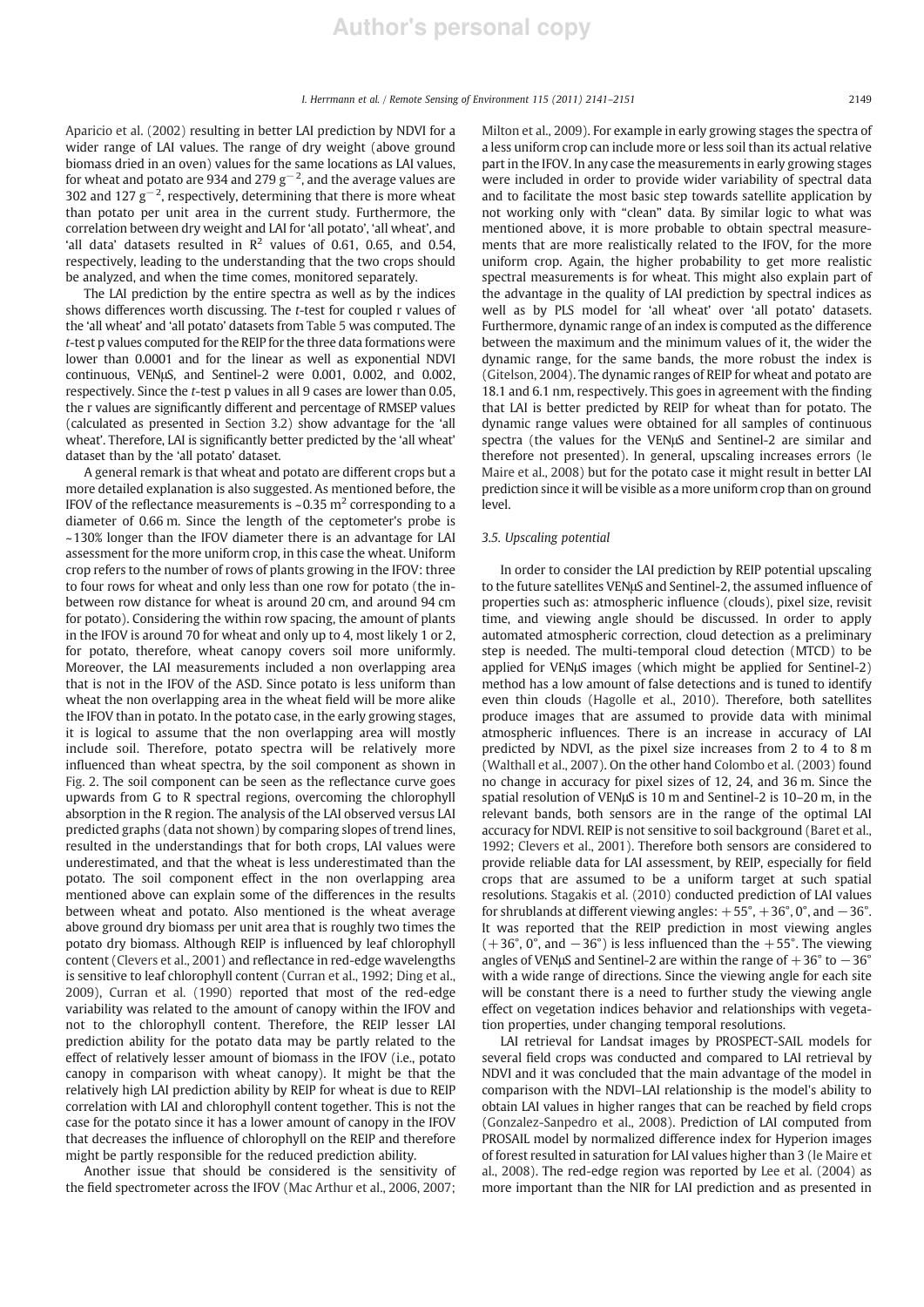Aparicio et al. (2002) resulting in better LAI prediction by NDVI for a wider range of LAI values. The range of dry weight (above ground biomass dried in an oven) values for the same locations as LAI values, for wheat and potato are 934 and 279 $g^{-2}$, and the average values are 302 and 127 $g^{-2}$, respectively, determining that there is more wheat than potato per unit area in the current study. Furthermore, the correlation between dry weight and LAI for 'all potato', 'all wheat', and 'all data' datasets resulted in $R^2$ values of 0.61, 0.65, and 0.54, respectively, leading to the understanding that the two crops should be analyzed, and when the time comes, monitored separately.

The LAI prediction by the entire spectra as well as by the indices shows differences worth discussing. The *t*-test for coupled r values of the 'all wheat' and 'all potato' datasets from Table 5 was computed. The *t*-test p values computed for the REIP for the three data formations were lower than 0.0001 and for the linear as well as exponential NDVI continuous, VENμS, and Sentinel-2 were 0.001, 0.002, and 0.002, respectively. Since the *t*-test p values in all 9 cases are lower than 0.05, the r values are significantly different and percentage of RMSEP values (calculated as presented in Section 3.2) show advantage for the 'all wheat'. Therefore, LAI is significantly better predicted by the 'all wheat' dataset than by the 'all potato' dataset.

A general remark is that wheat and potato are different crops but a more detailed explanation is also suggested. As mentioned before, the IFOV of the reflectance measurements is ~0.35 $m^2$ corresponding to a diameter of 0.66 m. Since the length of the ceptometer's probe is ~130% longer than the IFOV diameter there is an advantage for LAI assessment for the more uniform crop, in this case the wheat. Uniform crop refers to the number of rows of plants growing in the IFOV: three to four rows for wheat and only less than one row for potato (the in-between row distance for wheat is around 20 cm, and around 94 cm for potato). Considering the within row spacing, the amount of plants in the IFOV is around 70 for wheat and only up to 4, most likely 1 or 2, for potato, therefore, wheat canopy covers soil more uniformly. Moreover, the LAI measurements included a non overlapping area that is not in the IFOV of the ASD. Since potato is less uniform than wheat the non overlapping area in the wheat field will be more alike the IFOV than in potato. In the potato case, in the early growing stages, it is logical to assume that the non overlapping area will mostly include soil. Therefore, potato spectra will be relatively more influenced than wheat spectra, by the soil component as shown in Fig. 2. The soil component can be seen as the reflectance curve goes upwards from G to R spectral regions, overcoming the chlorophyll absorption in the R region. The analysis of the LAI observed versus LAI predicted graphs (data not shown) by comparing slopes of trend lines, resulted in the understandings that for both crops, LAI values were underestimated, and that the wheat is less underestimated than the potato. The soil component effect in the non overlapping area mentioned above can explain some of the differences in the results between wheat and potato. Also mentioned is the wheat average above ground dry biomass per unit area that is roughly two times the potato dry biomass. Although REIP is influenced by leaf chlorophyll content (Clevers et al., 2001) and reflectance in red-edge wavelengths is sensitive to leaf chlorophyll content (Curran et al., 1992; Ding et al., 2009), Curran et al. (1990) reported that most of the red-edge variability was related to the amount of canopy within the IFOV and not to the chlorophyll content. Therefore, the REIP lesser LAI prediction ability for the potato data may be partly related to the effect of relatively lesser amount of biomass in the IFOV (i.e., potato canopy in comparison with wheat canopy). It might be that the relatively high LAI prediction ability by REIP for wheat is due to REIP correlation with LAI and chlorophyll content together. This is not the case for the potato since it has a lower amount of canopy in the IFOV that decreases the influence of chlorophyll on the REIP and therefore might be partly responsible for the reduced prediction ability.

Another issue that should be considered is the sensitivity of the field spectrometer across the IFOV (Mac Arthur et al., 2006, 2007; Milton et al., 2009). For example in early growing stages the spectra of a less uniform crop can include more or less soil than its actual relative part in the IFOV. In any case the measurements in early growing stages were included in order to provide wider variability of spectral data and to facilitate the most basic step towards satellite application by not working only with "clean" data. By similar logic to what was mentioned above, it is more probable to obtain spectral measurements that are more realistically related to the IFOV, for the more uniform crop. Again, the higher probability to get more realistic spectral measurements is for wheat. This might also explain part of the advantage in the quality of LAI prediction by spectral indices as well as by PLS model for 'all wheat' over 'all potato' datasets. Furthermore, dynamic range of an index is computed as the difference between the maximum and the minimum values of it, the wider the dynamic range, for the same bands, the more robust the index is (Gitelson, 2004). The dynamic ranges of REIP for wheat and potato are 18.1 and 6.1 nm, respectively. This goes in agreement with the finding that LAI is better predicted by REIP for wheat than for potato. The dynamic range values were obtained for all samples of continuous spectra (the values for the VENμS and Sentinel-2 are similar and therefore not presented). In general, upscaling increases errors (le Maire et al., 2008) but for the potato case it might result in better LAI prediction since it will be visible as a more uniform crop than on ground level.

### 3.5. Upscaling potential

In order to consider the LAI prediction by REIP potential upscaling to the future satellites VENμS and Sentinel-2, the assumed influence of properties such as: atmospheric influence (clouds), pixel size, revisit time, and viewing angle should be discussed. In order to apply automated atmospheric correction, cloud detection as a preliminary step is needed. The multi-temporal cloud detection (MTCD) to be applied for VENμS images (which might be applied for Sentinel-2) method has a low amount of false detections and is tuned to identify even thin clouds (Hagolle et al., 2010). Therefore, both satellites produce images that are assumed to provide data with minimal atmospheric influences. There is an increase in accuracy of LAI predicted by NDVI, as the pixel size increases from 2 to 4 to 8 m (Walthall et al., 2007). On the other hand Colombo et al. (2003) found no change in accuracy for pixel sizes of 12, 24, and 36 m. Since the spatial resolution of VENμS is 10 m and Sentinel-2 is 10–20 m, in the relevant bands, both sensors are in the range of the optimal LAI accuracy for NDVI. REIP is not sensitive to soil background (Baret et al., 1992; Clevers et al., 2001). Therefore both sensors are considered to provide reliable data for LAI assessment, by REIP, especially for field crops that are assumed to be a uniform target at such spatial resolutions. Stagakis et al. (2010) conducted prediction of LAI values for shrublands at different viewing angles: +55°, +36°, 0°, and −36°. It was reported that the REIP prediction in most viewing angles (+36°, 0°, and −36°) is less influenced than the +55°. The viewing angles of VENμS and Sentinel-2 are within the range of +36° to −36° with a wide range of directions. Since the viewing angle for each site will be constant there is a need to further study the viewing angle effect on vegetation indices behavior and relationships with vegetation properties, under changing temporal resolutions.

LAI retrieval for Landsat images by PROSPECT-SAIL models for several field crops was conducted and compared to LAI retrieval by NDVI and it was concluded that the main advantage of the model in comparison with the NDVI–LAI relationship is the model's ability to obtain LAI values in higher ranges that can be reached by field crops (Gonzalez-Sanpedro et al., 2008). Prediction of LAI computed from PROSAIL model by normalized difference index for Hyperion images of forest resulted in saturation for LAI values higher than 3 (le Maire et al., 2008). The red-edge region was reported by Lee et al. (2004) as more important than the NIR for LAI prediction and as presented in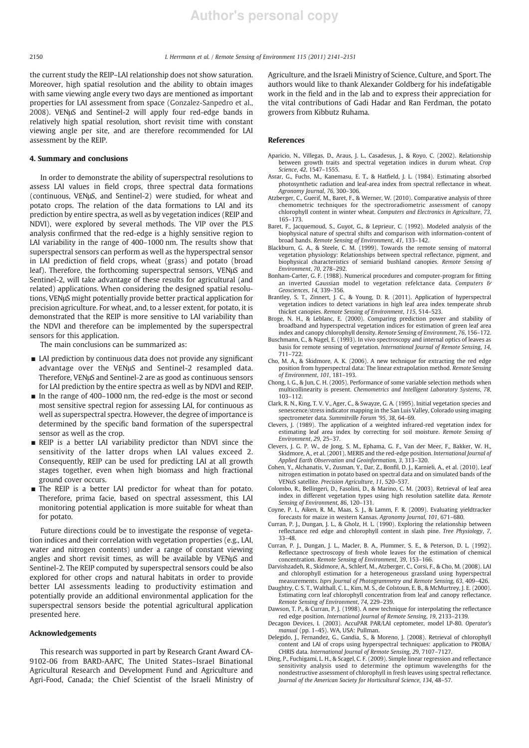the current study the REIP–LAI relationship does not show saturation. Moreover, high spatial resolution and the ability to obtain images with same viewing angle every two days are mentioned as important properties for LAI assessment from space (Gonzalez-Sanpedro et al., 2008). VENμS and Sentinel-2 will apply four red-edge bands in relatively high spatial resolution, short revisit time with constant viewing angle per site, and are therefore recommended for LAI assessment by the REIP.

## 4. Summary and conclusions

In order to demonstrate the ability of superspectral resolutions to assess LAI values in field crops, three spectral data formations (continuous, VENμS, and Sentinel-2) were studied, for wheat and potato crops. The relation of the data formations to LAI and its prediction by entire spectra, as well as by vegetation indices (REIP and NDVI), were explored by several methods. The VIP over the PLS analysis confirmed that the red-edge is a highly sensitive region to LAI variability in the range of 400–1000 nm. The results show that superspectral sensors can perform as well as the hyperspectral sensor in LAI prediction of field crops, wheat (grass) and potato (broad leaf). Therefore, the forthcoming superspectral sensors, VENμS and Sentinel-2, will take advantage of these results for agricultural (and related) applications. When considering the designed spatial resolutions, VENμS might potentially provide better practical application for precision agriculture. For wheat, and, to a lesser extent, for potato, it is demonstrated that the REIP is more sensitive to LAI variability than the NDVI and therefore can be implemented by the superspectral sensors for this application.

The main conclusions can be summarized as:

- LAI prediction by continuous data does not provide any significant advantage over the VENμS and Sentinel-2 resampled data. Therefore, VENμS and Sentinel-2 are as good as continuous sensors for LAI prediction by the entire spectra as well as by NDVI and REIP.
- In the range of 400–1000 nm, the red-edge is the most or second most sensitive spectral region for assessing LAI, for continuous as well as superspectral spectra. However, the degree of importance is determined by the specific band formation of the superspectral sensor as well as the crop.
- REIP is a better LAI variability predictor than NDVI since the sensitivity of the latter drops when LAI values exceed 2. Consequently, REIP can be used for predicting LAI at all growth stages together, even when high biomass and high fractional ground cover occurs.
- The REIP is a better LAI predictor for wheat than for potato. Therefore, prima facie, based on spectral assessment, this LAI monitoring potential application is more suitable for wheat than for potato.

Future directions could be to investigate the response of vegetation indices and their correlation with vegetation properties (e.g., LAI, water and nitrogen contents) under a range of constant viewing angles and short revisit times, as will be available by VENμS and Sentinel-2. The REIP computed by superspectral sensors could be also explored for other crops and natural habitats in order to provide better LAI assessments leading to productivity estimation and potentially provide an additional environmental application for the superspectral sensors beside the potential agricultural application presented here.

## Acknowledgements

This research was supported in part by Research Grant Award CA-9102-06 from BARD-AAFC, The United States–Israel Binational Agricultural Research and Development Fund and Agriculture and Agri-Food, Canada; the Chief Scientist of the Israeli Ministry of Agriculture, and the Israeli Ministry of Science, Culture, and Sport. The authors would like to thank Alexander Goldberg for his indefatigable work in the field and in the lab and to express their appreciation for the vital contributions of Gadi Hadar and Ran Ferdman, the potato growers from Kibbutz Ruhama.

## References

Aparicio, N., Villegas, D., Araus, J. L., Casadesus, J., & Royo, C. (2002). Relationship between growth traits and spectral vegetation indices in durum wheat. *Crop Science*, *42*, 1547–1555.

Asrar, G., Fuchs, M., Kanemasu, E. T., & Hatfield, J. L. (1984). Estimating absorbed photosynthetic radiation and leaf-area index from spectral reflectance in wheat. *Agronomy Journal*, *76*, 300–306.

Atzberger, C., Guerif, M., Baret, F., & Werner, W. (2010). Comparative analysis of three chemometric techniques for the spectroradiometric assessment of canopy chlorophyll content in winter wheat. *Computers and Electronics in Agriculture*, *73*, 165–173.

Baret, F., Jacquemoud, S., Guyot, G., & Leprieur, C. (1992). Modeled analysis of the biophysical nature of spectral shifts and comparison with information-content of broad bands. *Remote Sensing of Environment*, *41*, 133–142.

Blackburn, G. A., & Steele, C. M. (1999). Towards the remote sensing of matorral vegetation physiology: Relationships between spectral reflectance, pigment, and biophysical characteristics of semiarid bushland canopies. *Remote Sensing of Environment*, *70*, 278–292.

Bonham-Carter, G. F. (1988). Numerical procedures and computer-program for fitting an inverted Gaussian model to vegetation refelctance data. *Computers & Geosciences*, *14*, 339–356.

Brantley, S. T., Zinnert, J. C., & Young, D. R. (2011). Application of hyperspectral vegetation indices to detect variations in high leaf area index temperate shrub thicket canopies. *Remote Sensing of Environment*, *115*, 514–523.

Broge, N. H., & Leblanc, E. (2000). Comparing prediction power and stability of broadband and hyperspectral vegetation indices for estimation of green leaf area index and canopy chlorophyll density. *Remote Sensing of Environment*, *76*, 156–172.

Buschmann, C., & Nagel, E. (1993). In vivo spectroscopy and internal optics of leaves as basis for remote sensing of vegetation. *International Journal of Remote Sensing*, *14*, 711–722.

Cho, M. A., & Skidmore, A. K. (2006). A new technique for extracting the red edge position from hyperspectral data: The linear extrapolation method. *Remote Sensing of Environment*, *101*, 181–193.

Chong, I. G., & Jun, C. H. (2005). Performance of some variable selection methods when multicollinearity is present. *Chemometrics and Intelligent Laboratory Systems*, *78*, 103–112.

Clark, R. N., King, T. V. V., Ager, C., & Swayze, G. A. (1995). Initial vegetation species and senescence/stress indicator mapping in the San Luis Valley, Colorado using imaging spectrometer data. *Summitville Forum '95*, *38*, 64–69.

Clevers, J. (1989). The application of a weighted infrared-red vegetation index for estimating leaf area index by correcting for soil moisture. *Remote Sensing of Environment*, *29*, 25–37.

Clevers, J. G. P. W., de Jong, S. M., Ephama, G. F., Van der Meer, F., Bakker, W. H., Skidmore, A., et al. (2001). MERIS and the red-edge position. *International Journal of Applied Earth Observation and Geoinformation*, *3*, 313–320.

Cohen, Y., Alchanatis, V., Zusman, Y., Dar, Z., Bonfil, D. J., Karnieli, A., et al. (2010). Leaf nitrogen estimation in potato based on spectral data and on simulated bands of the VENuS satellite. *Precision Agriculture*, *11*, 520–537.

Colombo, R., Bellingeri, D., Fasolini, D., & Marino, C. M. (2003). Retrieval of leaf area index in different vegetation types using high resolution satellite data. *Remote Sensing of Environment*, *86*, 120–131.

Coyne, P. I., Aiken, R. M., Maas, S. J., & Lamm, F. R. (2009). Evaluating yieldtracker forecasts for maize in western Kansas. *Agronomy Journal*, *101*, 671–680.

Curran, P. J., Dungan, J. L., & Gholz, H. L. (1990). Exploring the relationship between reflectance red edge and chlorophyll content in slash pine. *Tree Physiology*, *7*, 33–48.

Curran, P. J., Dungan, J. L., Macler, B. A., Plummer, S. E., & Peterson, D. L. (1992). Reflectance spectroscopy of fresh whole leaves for the estimation of chemical concentration. *Remote Sensing of Environment*, *39*, 153–166.

Darvishzadeh, R., Skidmore, A., Schlerf, M., Atzberger, C., Corsi, F., & Cho, M. (2008). LAI and chlorophyll estimation for a heterogeneous grassland using hyperspectral measurements. *Isprs Journal of Photogrammetry and Remote Sensing*, *63*, 409–426.

Daughtry, C. S. T., Walthall, C. L., Kim, M. S., de Colstoun, E. B., & McMurtrey, J. E. (2000). Estimating corn leaf chlorophyll concentration from leaf and canopy reflectance. *Remote Sensing of Environment*, *74*, 229–239.

Dawson, T. P., & Curran, P. J. (1998). A new technique for interpolating the reflectance red edge position. *International Journal of Remote Sensing*, *19*, 2133–2139.

Decagon Devices, I. (2003). AccuPAR PAR/LAI ceptometer, model LP-80. *Operator's manual* (pp. 1–45). WA, USA: Pullman.

Delegido, J., Fernandez, G., Gandia, S., & Moreno, J. (2008). Retrieval of chlorophyll content and LAI of crops using hyperspectral techniques: application to PROBA/CHRIS data. *International Journal of Remote Sensing*, *29*, 7107–7127.

Ding, P., Fuchigami, L. H., & Scagel, C. F. (2009). Simple linear regression and reflectance sensitivity analysis used to determine the optimum wavelengths for the nondestructive assessment of chlorophyll in fresh leaves using spectral reflectance. *Journal of the American Society for Horticultural Science*, *134*, 48–57.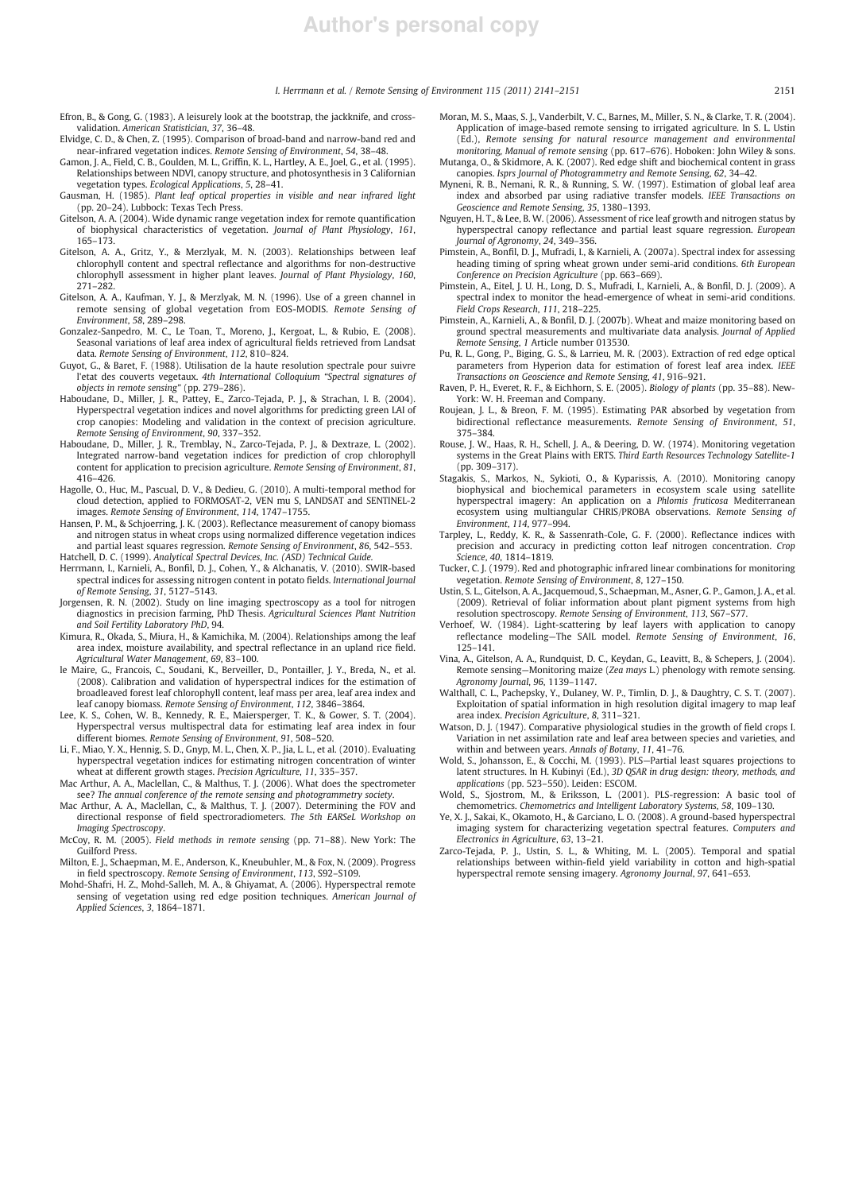Efron, B., & Gong, G. (1983). A leisurely look at the bootstrap, the jackknife, and cross-validation. *American Statistician*, *37*, 36–48.

Elvidge, C. D., & Chen, Z. (1995). Comparison of broad-band and narrow-band red and near-infrared vegetation indices. *Remote Sensing of Environment*, *54*, 38–48.

Gamon, J. A., Field, C. B., Goulden, M. L., Griffin, K. L., Hartley, A. E., Joel, G., et al. (1995). Relationships between NDVI, canopy structure, and photosynthesis in 3 Californian vegetation types. *Ecological Applications*, *5*, 28–41.

Gausman, H. (1985). *Plant leaf optical properties in visible and near infrared light* (pp. 20–24). Lubbock: Texas Tech Press.

Gitelson, A. A. (2004). Wide dynamic range vegetation index for remote quantification of biophysical characteristics of vegetation. *Journal of Plant Physiology*, *161*, 165–173.

Gitelson, A. A., Gritz, Y., & Merzlyak, M. N. (2003). Relationships between leaf chlorophyll content and spectral reflectance and algorithms for non-destructive chlorophyll assessment in higher plant leaves. *Journal of Plant Physiology*, *160*, 271–282.

Gitelson, A. A., Kaufman, Y. J., & Merzlyak, M. N. (1996). Use of a green channel in remote sensing of global vegetation from EOS-MODIS. *Remote Sensing of Environment*, *58*, 289–298.

Gonzalez-Sanpedro, M. C., Le Toan, T., Moreno, J., Kergoat, L., & Rubio, E. (2008). Seasonal variations of leaf area index of agricultural fields retrieved from Landsat data. *Remote Sensing of Environment*, *112*, 810–824.

Guyot, G., & Baret, F. (1988). Utilisation de la haute resolution spectrale pour suivre l'etat des couverts vegetaux. *4th International Colloquium "Spectral signatures of objects in remote sensing"* (pp. 279–286).

Haboudane, D., Miller, J. R., Pattey, E., Zarco-Tejada, P. J., & Strachan, I. B. (2004). Hyperspectral vegetation indices and novel algorithms for predicting green LAI of crop canopies: Modeling and validation in the context of precision agriculture. *Remote Sensing of Environment*, *90*, 337–352.

Haboudane, D., Miller, J. R., Tremblay, N., Zarco-Tejada, P. J., & Dextraze, L. (2002). Integrated narrow-band vegetation indices for prediction of crop chlorophyll content for application to precision agriculture. *Remote Sensing of Environment*, *81*, 416–426.

Hagolle, O., Huc, M., Pascual, D. V., & Dedieu, G. (2010). A multi-temporal method for cloud detection, applied to FORMOSAT-2, VEN mu S, LANDSAT and SENTINEL-2 images. *Remote Sensing of Environment*, *114*, 1747–1755.

Hansen, P. M., & Schjoerring, J. K. (2003). Reflectance measurement of canopy biomass and nitrogen status in wheat crops using normalized difference vegetation indices and partial least squares regression. *Remote Sensing of Environment*, *86*, 542–553.

Hatchell, D. C. (1999). *Analytical Spectral Devices, Inc. (ASD) Technical Guide.*

Herrmann, I., Karnieli, A., Bonfil, D. J., Cohen, Y., & Alchanatis, V. (2010). SWIR-based spectral indices for assessing nitrogen content in potato fields. *International Journal of Remote Sensing*, *31*, 5127–5143.

Jorgensen, R. N. (2002). Study on line imaging spectroscopy as a tool for nitrogen diagnostics in precision farming, PhD Thesis. *Agricultural Sciences Plant Nutrition and Soil Fertility Laboratory PhD*, 94.

Kimura, R., Okada, S., Miura, H., & Kamichika, M. (2004). Relationships among the leaf area index, moisture availability, and spectral reflectance in an upland rice field. *Agricultural Water Management*, *69*, 83–100.

le Maire, G., Francois, C., Soudani, K., Berveiller, D., Pontailler, J. Y., Breda, N., et al. (2008). Calibration and validation of hyperspectral indices for the estimation of broadleaved forest leaf chlorophyll content, leaf mass per area, leaf area index and leaf canopy biomass. *Remote Sensing of Environment*, *112*, 3846–3864.

Lee, K. S., Cohen, W. B., Kennedy, R. E., Maiersperger, T. K., & Gower, S. T. (2004). Hyperspectral versus multispectral data for estimating leaf area index in four different biomes. *Remote Sensing of Environment*, *91*, 508–520.

Li, F., Miao, Y. X., Hennig, S. D., Gnyp, M. L., Chen, X. P., Jia, L. L., et al. (2010). Evaluating hyperspectral vegetation indices for estimating nitrogen concentration of winter wheat at different growth stages. *Precision Agriculture*, *11*, 335–357.

Mac Arthur, A. A., Maclellan, C., & Malthus, T. J. (2006). What does the spectrometer see? *The annual conference of the remote sensing and photogrammetry society*.

Mac Arthur, A. A., Maclellan, C., & Malthus, T. J. (2007). Determining the FOV and directional response of field spectroradiometers. *The 5th EARSeL Workshop on Imaging Spectroscopy*.

McCoy, R. M. (2005). *Field methods in remote sensing* (pp. 71–88). New York: The Guilford Press.

Milton, E. J., Schaepman, M. E., Anderson, K., Kneubuhler, M., & Fox, N. (2009). Progress in field spectroscopy. *Remote Sensing of Environment*, *113*, S92–S109.

Mohd-Shafri, H. Z., Mohd-Salleh, M. A., & Ghiyamat, A. (2006). Hyperspectral remote sensing of vegetation using red edge position techniques. *American Journal of Applied Sciences*, *3*, 1864–1871.

Moran, M. S., Maas, S. J., Vanderbilt, V. C., Barnes, M., Miller, S. N., & Clarke, T. R. (2004). Application of image-based remote sensing to irrigated agriculture. In S. L. Ustin (Ed.), *Remote sensing for natural resource management and environmental monitoring, Manual of remote sensing* (pp. 617–676). Hoboken: John Wiley & sons.

Mutanga, O., & Skidmore, A. K. (2007). Red edge shift and biochemical content in grass canopies. *Isprs Journal of Photogrammetry and Remote Sensing*, *62*, 34–42.

Myneni, R. B., Nemani, R. R., & Running, S. W. (1997). Estimation of global leaf area index and absorbed par using radiative transfer models. *IEEE Transactions on Geoscience and Remote Sensing*, *35*, 1380–1393.

Nguyen, H. T., & Lee, B. W. (2006). Assessment of rice leaf growth and nitrogen status by hyperspectral canopy reflectance and partial least square regression. *European Journal of Agronomy*, *24*, 349–356.

Pimstein, A., Bonfil, D. J., Mufradi, I., & Karnieli, A. (2007a). Spectral index for assessing heading timing of spring wheat grown under semi-arid conditions. *6th European Conference on Precision Agriculture* (pp. 663–669).

Pimstein, A., Eitel, J. U. H., Long, D. S., Mufradi, I., Karnieli, A., & Bonfil, D. J. (2009). A spectral index to monitor the head-emergence of wheat in semi-arid conditions. *Field Crops Research*, *111*, 218–225.

Pimstein, A., Karnieli, A., & Bonfil, D. J. (2007b). Wheat and maize monitoring based on ground spectral measurements and multivariate data analysis. *Journal of Applied Remote Sensing*, *1* Article number 013530.

Pu, R. L., Gong, P., Biging, G. S., & Larrieu, M. R. (2003). Extraction of red edge optical parameters from Hyperion data for estimation of forest leaf area index. *IEEE Transactions on Geoscience and Remote Sensing*, *41*, 916–921.

Raven, P. H., Everet, R. F., & Eichhorn, S. E. (2005). *Biology of plants* (pp. 35–88). New-York: W. H. Freeman and Company.

Roujean, J. L., & Breon, F. M. (1995). Estimating PAR absorbed by vegetation from bidirectional reflectance measurements. *Remote Sensing of Environment*, *51*, 375–384.

Rouse, J. W., Haas, R. H., Schell, J. A., & Deering, D. W. (1974). Monitoring vegetation systems in the Great Plains with ERTS. *Third Earth Resources Technology Satellite-1* (pp. 309–317).

Stagakis, S., Markos, N., Sykioti, O., & Kyparissis, A. (2010). Monitoring canopy biophysical and biochemical parameters in ecosystem scale using satellite hyperspectral imagery: An application on a *Phlomis fruticosa* Mediterranean ecosystem using multiangular CHRIS/PROBA observations. *Remote Sensing of Environment*, *114*, 977–994.

Tarpley, L., Reddy, K. R., & Sassenrath-Cole, G. F. (2000). Reflectance indices with precision and accuracy in predicting cotton leaf nitrogen concentration. *Crop Science*, *40*, 1814–1819.

Tucker, C. J. (1979). Red and photographic infrared linear combinations for monitoring vegetation. *Remote Sensing of Environment*, *8*, 127–150.

Ustin, S. L., Gitelson, A. A., Jacquemoud, S., Schaepman, M., Asner, G. P., Gamon, J. A., et al. (2009). Retrieval of foliar information about plant pigment systems from high resolution spectroscopy. *Remote Sensing of Environment*, *113*, S67–S77.

Verhoef, W. (1984). Light-scattering by leaf layers with application to canopy reflectance modeling—The SAIL model. *Remote Sensing of Environment*, *16*, 125–141.

Vina, A., Gitelson, A. A., Rundquist, D. C., Keydan, G., Leavitt, B., & Schepers, J. (2004). Remote sensing—Monitoring maize (*Zea mays* L.) phenology with remote sensing. *Agronomy Journal*, *96*, 1139–1147.

Walthall, C. L., Pachepsky, Y., Dulaney, W. P., Timlin, D. J., & Daughtry, C. S. T. (2007). Exploitation of spatial information in high resolution digital imagery to map leaf area index. *Precision Agriculture*, *8*, 311–321.

Watson, D. J. (1947). Comparative physiological studies in the growth of field crops I. Variation in net assimilation rate and leaf area between species and varieties, and within and between years. *Annals of Botany*, *11*, 41–76.

Wold, S., Johansson, E., & Cocchi, M. (1993). PLS—Partial least squares projections to latent structures. In H. Kubinyi (Ed.), *3D QSAR in drug design: theory, methods, and applications* (pp. 523–550). Leiden: ESCOM.

Wold, S., Sjostrom, M., & Eriksson, L. (2001). PLS-regression: A basic tool of chemometrics. *Chemometrics and Intelligent Laboratory Systems*, *58*, 109–130.

Ye, X. J., Sakai, K., Okamoto, H., & Garciano, L. O. (2008). A ground-based hyperspectral imaging system for characterizing vegetation spectral features. *Computers and Electronics in Agriculture*, *63*, 13–21.

Zarco-Tejada, P. J., Ustin, S. L., & Whiting, M. L. (2005). Temporal and spatial relationships between within-field yield variability in cotton and high-spatial hyperspectral remote sensing imagery. *Agronomy Journal*, *97*, 641–653.